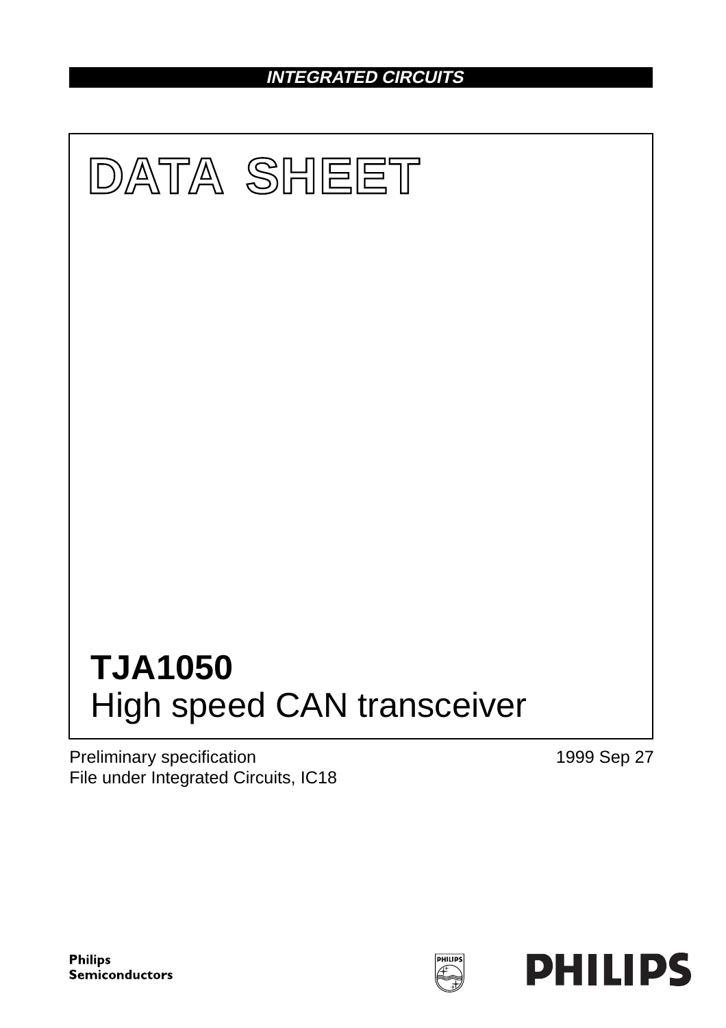**INTEGRATED CIRCUITS**

# DATA SHEET

# TJA1050
## High speed CAN transceiver

Preliminary specification
File under Integrated Circuits, IC18

1999 Sep 27

Philips
Semiconductors

PHILIPS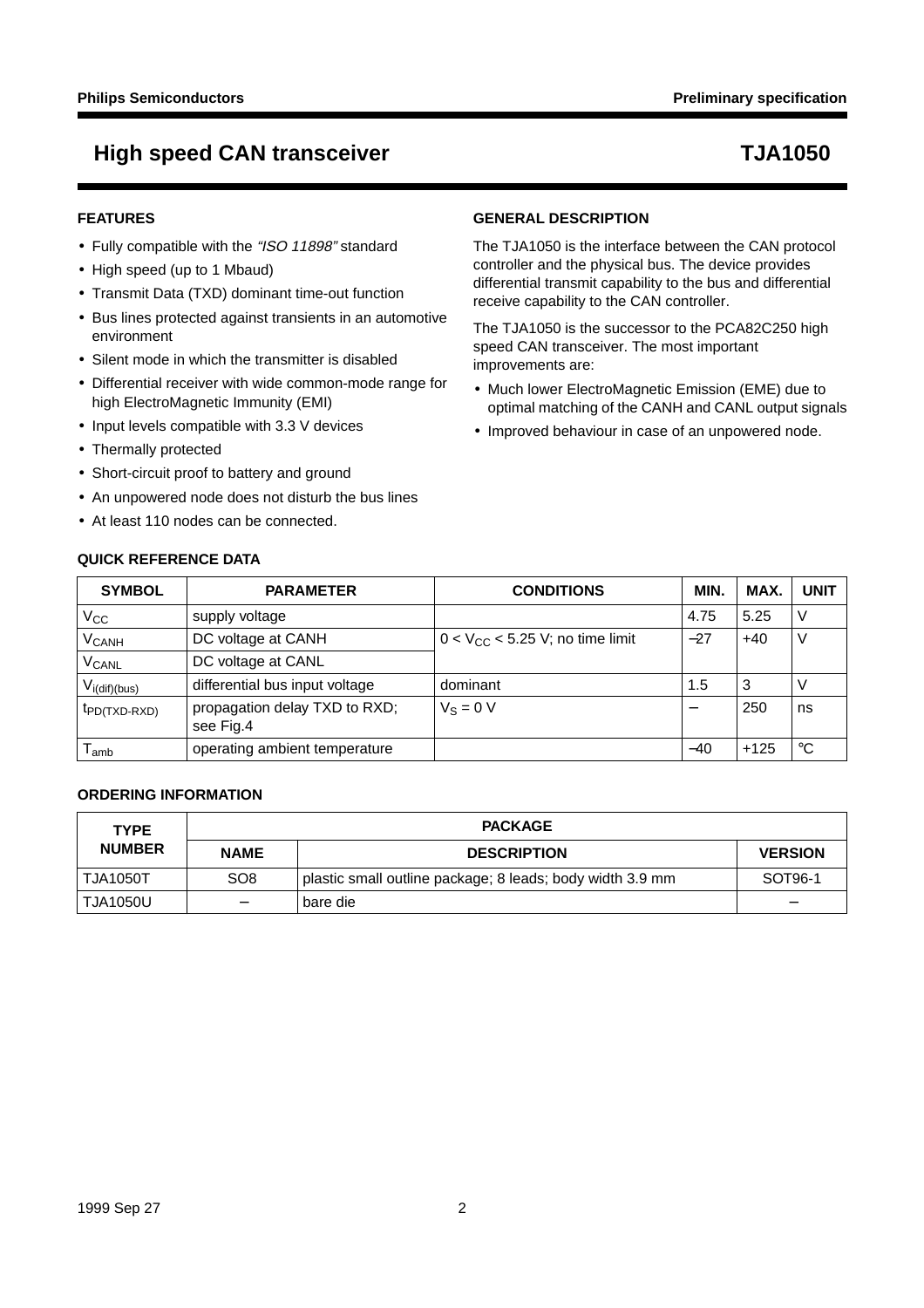# High speed CAN transceiver — TJA1050

## FEATURES

- Fully compatible with the *"ISO 11898"* standard
- High speed (up to 1 Mbaud)
- Transmit Data (TXD) dominant time-out function
- Bus lines protected against transients in an automotive environment
- Silent mode in which the transmitter is disabled
- Differential receiver with wide common-mode range for high ElectroMagnetic Immunity (EMI)
- Input levels compatible with 3.3 V devices
- Thermally protected
- Short-circuit proof to battery and ground
- An unpowered node does not disturb the bus lines
- At least 110 nodes can be connected.

## GENERAL DESCRIPTION

The TJA1050 is the interface between the CAN protocol controller and the physical bus. The device provides differential transmit capability to the bus and differential receive capability to the CAN controller.

The TJA1050 is the successor to the PCA82C250 high speed CAN transceiver. The most important improvements are:

- Much lower ElectroMagnetic Emission (EME) due to optimal matching of the CANH and CANL output signals
- Improved behaviour in case of an unpowered node.

## QUICK REFERENCE DATA

| SYMBOL | PARAMETER | CONDITIONS | MIN. | MAX. | UNIT |
|---|---|---|---|---|---|
| $V_{CC}$ | supply voltage | | 4.75 | 5.25 | V |
| $V_{CANH}$ | DC voltage at CANH | $0 < V_{CC} < 5.25$ V; no time limit | −27 | +40 | V |
| $V_{CANL}$ | DC voltage at CANL | | | | |
| $V_{i(dif)(bus)}$ | differential bus input voltage | dominant | 1.5 | 3 | V |
| $t_{PD(TXD-RXD)}$ | propagation delay TXD to RXD; see Fig.4 | $V_S = 0$ V | − | 250 | ns |
| $T_{amb}$ | operating ambient temperature | | −40 | +125 | °C |

## ORDERING INFORMATION

| TYPE NUMBER | PACKAGE | | |
|---|---|---|---|
| | NAME | DESCRIPTION | VERSION |
| TJA1050T | SO8 | plastic small outline package; 8 leads; body width 3.9 mm | SOT96-1 |
| TJA1050U | − | bare die | − |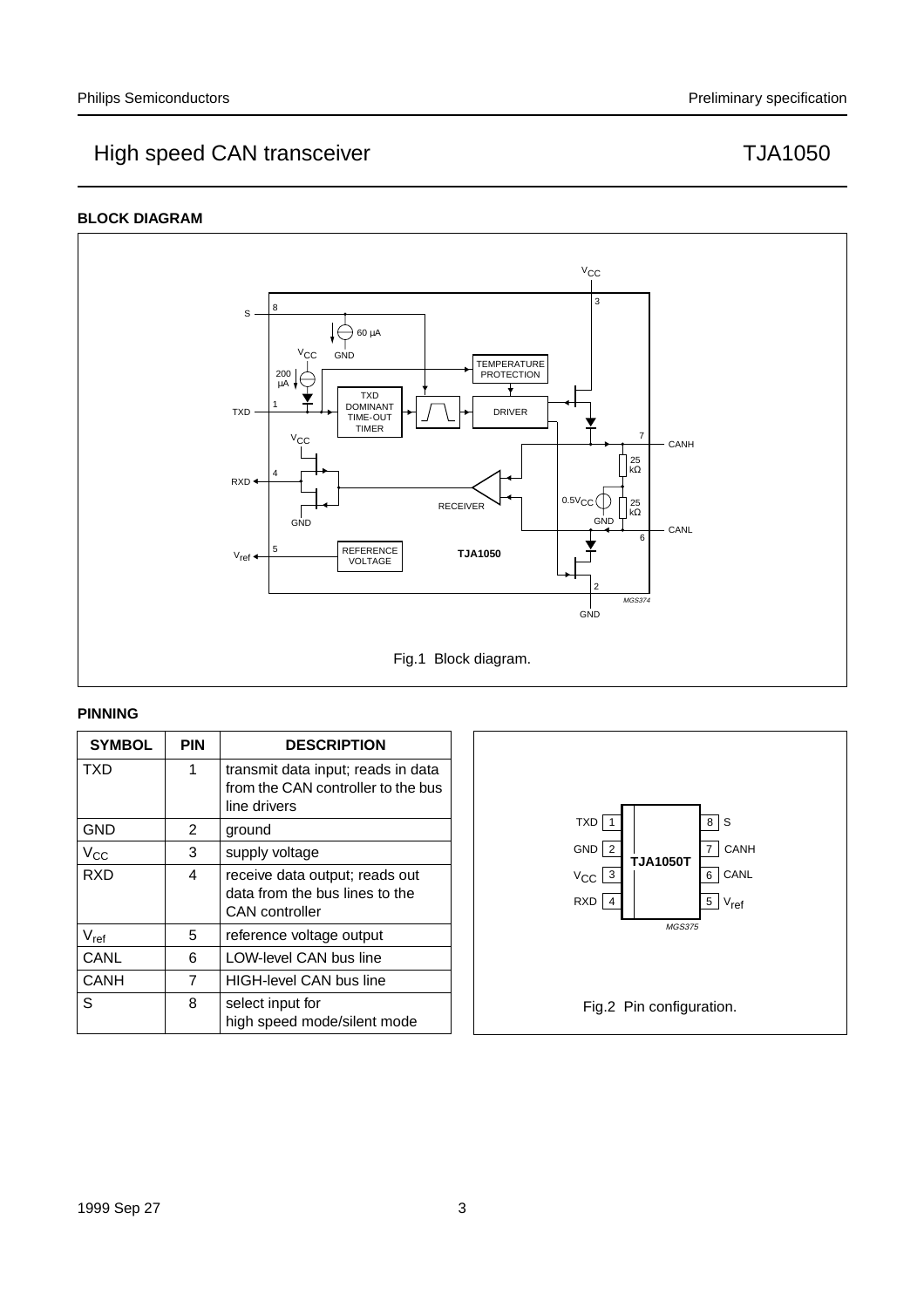## BLOCK DIAGRAM

Fig.1 Block diagram.

## PINNING

| SYMBOL | PIN | DESCRIPTION |
|---|---|---|
| TXD | 1 | transmit data input; reads in data from the CAN controller to the bus line drivers |
| GND | 2 | ground |
| $V_{CC}$ | 3 | supply voltage |
| RXD | 4 | receive data output; reads out data from the bus lines to the CAN controller |
| $V_{ref}$ | 5 | reference voltage output |
| CANL | 6 | LOW-level CAN bus line |
| CANH | 7 | HIGH-level CAN bus line |
| S | 8 | select input for high speed mode/silent mode |

Fig.2 Pin configuration.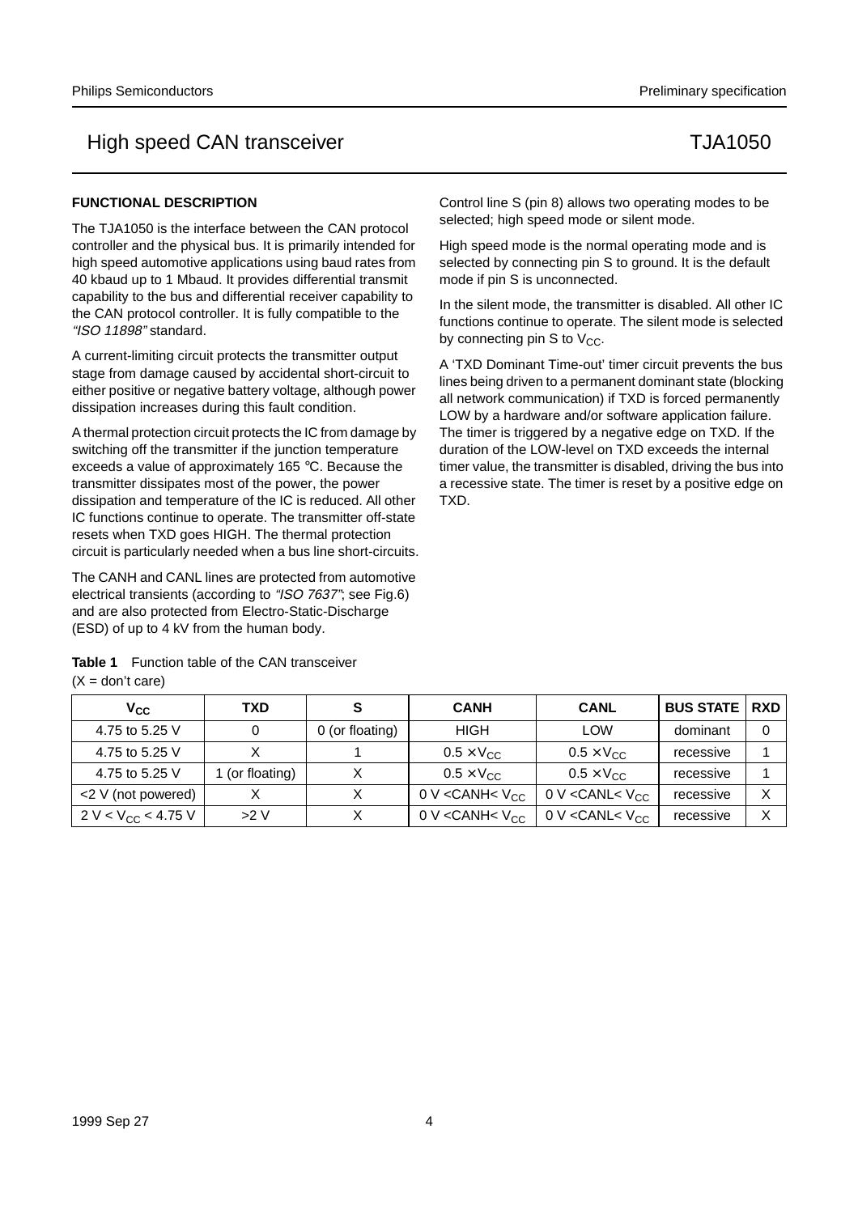## FUNCTIONAL DESCRIPTION

The TJA1050 is the interface between the CAN protocol controller and the physical bus. It is primarily intended for high speed automotive applications using baud rates from 40 kbaud up to 1 Mbaud. It provides differential transmit capability to the bus and differential receiver capability to the CAN protocol controller. It is fully compatible to the *"ISO 11898"* standard.

A current-limiting circuit protects the transmitter output stage from damage caused by accidental short-circuit to either positive or negative battery voltage, although power dissipation increases during this fault condition.

A thermal protection circuit protects the IC from damage by switching off the transmitter if the junction temperature exceeds a value of approximately 165 °C. Because the transmitter dissipates most of the power, the power dissipation and temperature of the IC is reduced. All other IC functions continue to operate. The transmitter off-state resets when TXD goes HIGH. The thermal protection circuit is particularly needed when a bus line short-circuits.

The CANH and CANL lines are protected from automotive electrical transients (according to *"ISO 7637"*; see Fig.6) and are also protected from Electro-Static-Discharge (ESD) of up to 4 kV from the human body.

Control line S (pin 8) allows two operating modes to be selected; high speed mode or silent mode.

High speed mode is the normal operating mode and is selected by connecting pin S to ground. It is the default mode if pin S is unconnected.

In the silent mode, the transmitter is disabled. All other IC functions continue to operate. The silent mode is selected by connecting pin S to $V_{CC}$.

A 'TXD Dominant Time-out' timer circuit prevents the bus lines being driven to a permanent dominant state (blocking all network communication) if TXD is forced permanently LOW by a hardware and/or software application failure. The timer is triggered by a negative edge on TXD. If the duration of the LOW-level on TXD exceeds the internal timer value, the transmitter is disabled, driving the bus into a recessive state. The timer is reset by a positive edge on TXD.

**Table 1** Function table of the CAN transceiver
(X = don't care)

| $V_{CC}$ | TXD | S | CANH | CANL | BUS STATE | RXD |
|---|---|---|---|---|---|---|
| 4.75 to 5.25 V | 0 | 0 (or floating) | HIGH | LOW | dominant | 0 |
| 4.75 to 5.25 V | X | 1 | $0.5 \times V_{CC}$ | $0.5 \times V_{CC}$ | recessive | 1 |
| 4.75 to 5.25 V | 1 (or floating) | X | $0.5 \times V_{CC}$ | $0.5 \times V_{CC}$ | recessive | 1 |
| <2 V (not powered) | X | X | 0 V <CANH< $V_{CC}$ | 0 V <CANL< $V_{CC}$ | recessive | X |
| 2 V < $V_{CC}$ < 4.75 V | >2 V | X | 0 V <CANH< $V_{CC}$ | 0 V <CANL< $V_{CC}$ | recessive | X |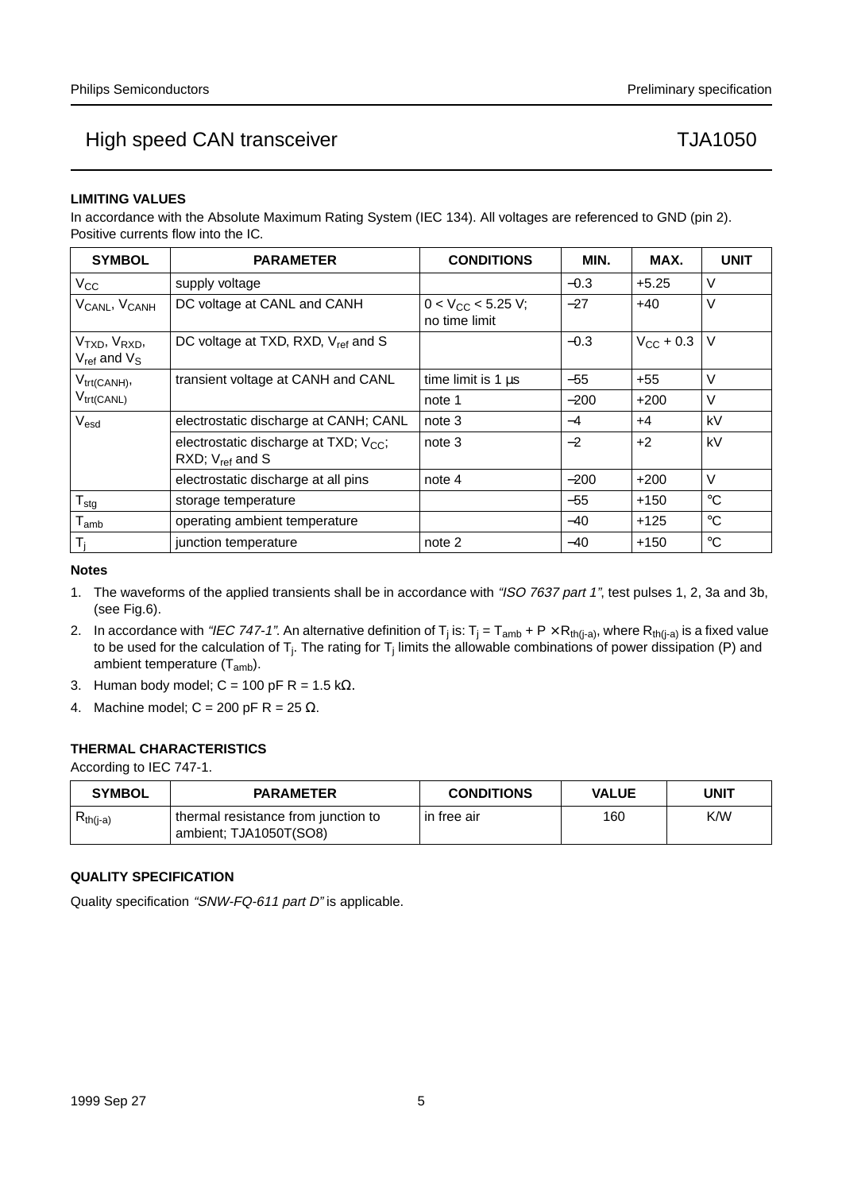## LIMITING VALUES

In accordance with the Absolute Maximum Rating System (IEC 134). All voltages are referenced to GND (pin 2). Positive currents flow into the IC.

| SYMBOL | PARAMETER | CONDITIONS | MIN. | MAX. | UNIT |
|---|---|---|---|---|---|
| $V_{CC}$ | supply voltage | | −0.3 | +5.25 | V |
| $V_{CANL}$, $V_{CANH}$ | DC voltage at CANL and CANH | $0 < V_{CC} < 5.25$ V; no time limit | −27 | +40 | V |
| $V_{TXD}$, $V_{RXD}$, $V_{ref}$ and $V_S$ | DC voltage at TXD, RXD, $V_{ref}$ and S | | −0.3 | $V_{CC}$ + 0.3 | V |
| $V_{trt(CANH)}$, $V_{trt(CANL)}$ | transient voltage at CANH and CANL | time limit is 1 µs | −55 | +55 | V |
| | | note 1 | −200 | +200 | V |
| $V_{esd}$ | electrostatic discharge at CANH; CANL | note 3 | −4 | +4 | kV |
| | electrostatic discharge at TXD; $V_{CC}$; RXD; $V_{ref}$ and S | note 3 | −2 | +2 | kV |
| | electrostatic discharge at all pins | note 4 | −200 | +200 | V |
| $T_{stg}$ | storage temperature | | −55 | +150 | °C |
| $T_{amb}$ | operating ambient temperature | | −40 | +125 | °C |
| $T_j$ | junction temperature | note 2 | −40 | +150 | °C |

### Notes

1. The waveforms of the applied transients shall be in accordance with *"ISO 7637 part 1"*, test pulses 1, 2, 3a and 3b, (see Fig.6).
2. In accordance with *"IEC 747-1"*. An alternative definition of $T_j$ is: $T_j = T_{amb} + P \times R_{th(j-a)}$, where $R_{th(j-a)}$ is a fixed value to be used for the calculation of $T_j$. The rating for $T_j$ limits the allowable combinations of power dissipation (P) and ambient temperature ($T_{amb}$).
3. Human body model; C = 100 pF R = 1.5 kΩ.
4. Machine model; C = 200 pF R = 25 Ω.

## THERMAL CHARACTERISTICS

According to IEC 747-1.

| SYMBOL | PARAMETER | CONDITIONS | VALUE | UNIT |
|---|---|---|---|---|
| $R_{th(j-a)}$ | thermal resistance from junction to ambient; TJA1050T(SO8) | in free air | 160 | K/W |

## QUALITY SPECIFICATION

Quality specification *"SNW-FQ-611 part D"* is applicable.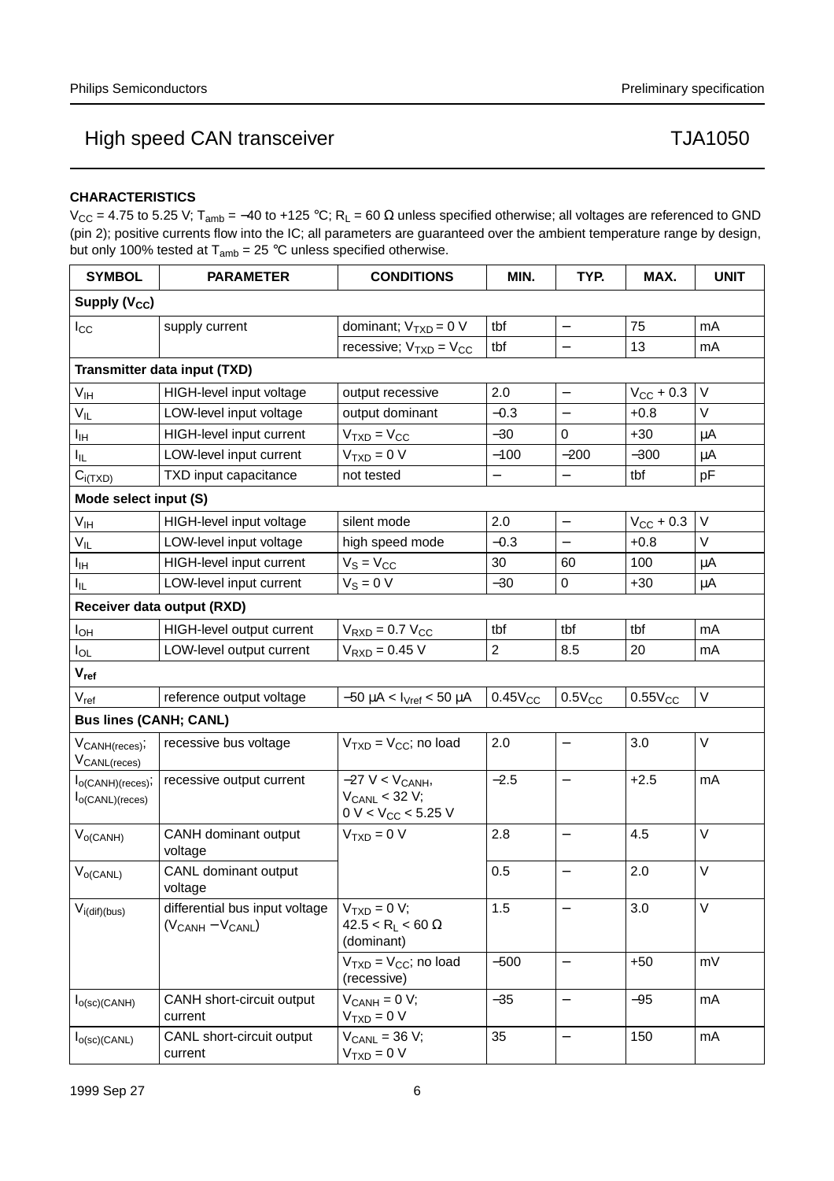### CHARACTERISTICS

$V_{CC}$ = 4.75 to 5.25 V; $T_{amb}$ = −40 to +125 °C; $R_L$ = 60 Ω unless specified otherwise; all voltages are referenced to GND (pin 2); positive currents flow into the IC; all parameters are guaranteed over the ambient temperature range by design, but only 100% tested at $T_{amb}$ = 25 °C unless specified otherwise.

| SYMBOL | PARAMETER | CONDITIONS | MIN. | TYP. | MAX. | UNIT |
|---|---|---|---|---|---|---|
| **Supply ($V_{CC}$)** | | | | | | |
| $I_{CC}$ | supply current | dominant; $V_{TXD}$ = 0 V | tbf | − | 75 | mA |
| | | recessive; $V_{TXD}$ = $V_{CC}$ | tbf | − | 13 | mA |
| **Transmitter data input (TXD)** | | | | | | |
| $V_{IH}$ | HIGH-level input voltage | output recessive | 2.0 | − | $V_{CC}$ + 0.3 | V |
| $V_{IL}$ | LOW-level input voltage | output dominant | −0.3 | − | +0.8 | V |
| $I_{IH}$ | HIGH-level input current | $V_{TXD}$ = $V_{CC}$ | −30 | 0 | +30 | μA |
| $I_{IL}$ | LOW-level input current | $V_{TXD}$ = 0 V | −100 | −200 | −300 | μA |
| $C_{i(TXD)}$ | TXD input capacitance | not tested | − | − | tbf | pF |
| **Mode select input (S)** | | | | | | |
| $V_{IH}$ | HIGH-level input voltage | silent mode | 2.0 | − | $V_{CC}$ + 0.3 | V |
| $V_{IL}$ | LOW-level input voltage | high speed mode | −0.3 | − | +0.8 | V |
| $I_{IH}$ | HIGH-level input current | $V_S$ = $V_{CC}$ | 30 | 60 | 100 | μA |
| $I_{IL}$ | LOW-level input current | $V_S$ = 0 V | −30 | 0 | +30 | μA |
| **Receiver data output (RXD)** | | | | | | |
| $I_{OH}$ | HIGH-level output current | $V_{RXD}$ = 0.7 $V_{CC}$ | tbf | tbf | tbf | mA |
| $I_{OL}$ | LOW-level output current | $V_{RXD}$ = 0.45 V | 2 | 8.5 | 20 | mA |
| **$V_{ref}$** | | | | | | |
| $V_{ref}$ | reference output voltage | −50 μA < $I_{Vref}$ < 50 μA | $0.45V_{CC}$ | $0.5V_{CC}$ | $0.55V_{CC}$ | V |
| **Bus lines (CANH; CANL)** | | | | | | |
| $V_{CANH(reces)}$; $V_{CANL(reces)}$ | recessive bus voltage | $V_{TXD}$ = $V_{CC}$; no load | 2.0 | − | 3.0 | V |
| $I_{o(CANH)(reces)}$; $I_{o(CANL)(reces)}$ | recessive output current | −27 V < $V_{CANH}$, $V_{CANL}$ < 32 V; 0 V < $V_{CC}$ < 5.25 V | −2.5 | − | +2.5 | mA |
| $V_{o(CANH)}$ | CANH dominant output voltage | $V_{TXD}$ = 0 V | 2.8 | − | 4.5 | V |
| $V_{o(CANL)}$ | CANL dominant output voltage | | 0.5 | − | 2.0 | V |
| $V_{i(dif)(bus)}$ | differential bus input voltage ($V_{CANH}$ − $V_{CANL}$) | $V_{TXD}$ = 0 V; 42.5 < $R_L$ < 60 Ω (dominant) | 1.5 | − | 3.0 | V |
| | | $V_{TXD}$ = $V_{CC}$; no load (recessive) | −500 | − | +50 | mV |
| $I_{o(sc)(CANH)}$ | CANH short-circuit output current | $V_{CANH}$ = 0 V; $V_{TXD}$ = 0 V | −35 | − | −95 | mA |
| $I_{o(sc)(CANL)}$ | CANL short-circuit output current | $V_{CANL}$ = 36 V; $V_{TXD}$ = 0 V | 35 | − | 150 | mA |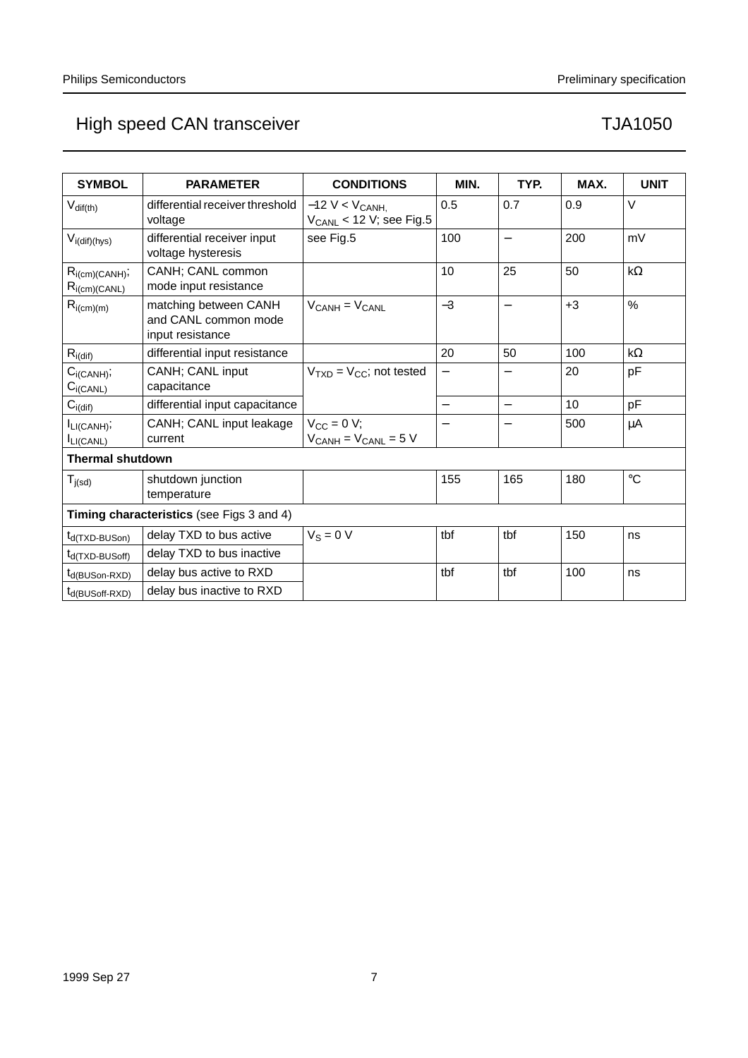| SYMBOL | PARAMETER | CONDITIONS | MIN. | TYP. | MAX. | UNIT |
|---|---|---|---|---|---|---|
| $V_{dif(th)}$ | differential receiver threshold voltage | $-12\ V < V_{CANH}$, $V_{CANL} < 12\ V$; see Fig.5 | 0.5 | 0.7 | 0.9 | V |
| $V_{i(dif)(hys)}$ | differential receiver input voltage hysteresis | see Fig.5 | 100 | − | 200 | mV |
| $R_{i(cm)(CANH)}$; $R_{i(cm)(CANL)}$ | CANH; CANL common mode input resistance | | 10 | 25 | 50 | kΩ |
| $R_{i(cm)(m)}$ | matching between CANH and CANL common mode input resistance | $V_{CANH} = V_{CANL}$ | −3 | − | +3 | % |
| $R_{i(dif)}$ | differential input resistance | | 20 | 50 | 100 | kΩ |
| $C_{i(CANH)}$; $C_{i(CANL)}$ | CANH; CANL input capacitance | $V_{TXD} = V_{CC}$; not tested | − | − | 20 | pF |
| $C_{i(dif)}$ | differential input capacitance | | − | − | 10 | pF |
| $I_{LI(CANH)}$; $I_{LI(CANL)}$ | CANH; CANL input leakage current | $V_{CC} = 0\ V$; $V_{CANH} = V_{CANL} = 5\ V$ | − | − | 500 | μA |
| **Thermal shutdown** | | | | | | |
| $T_{j(sd)}$ | shutdown junction temperature | | 155 | 165 | 180 | °C |
| **Timing characteristics** (see Figs 3 and 4) | | | | | | |
| $t_{d(TXD-BUSon)}$ | delay TXD to bus active | $V_S = 0\ V$ | tbf | tbf | 150 | ns |
| $t_{d(TXD-BUSoff)}$ | delay TXD to bus inactive | | | | | |
| $t_{d(BUSon-RXD)}$ | delay bus active to RXD | | tbf | tbf | 100 | ns |
| $t_{d(BUSoff-RXD)}$ | delay bus inactive to RXD | | | | | |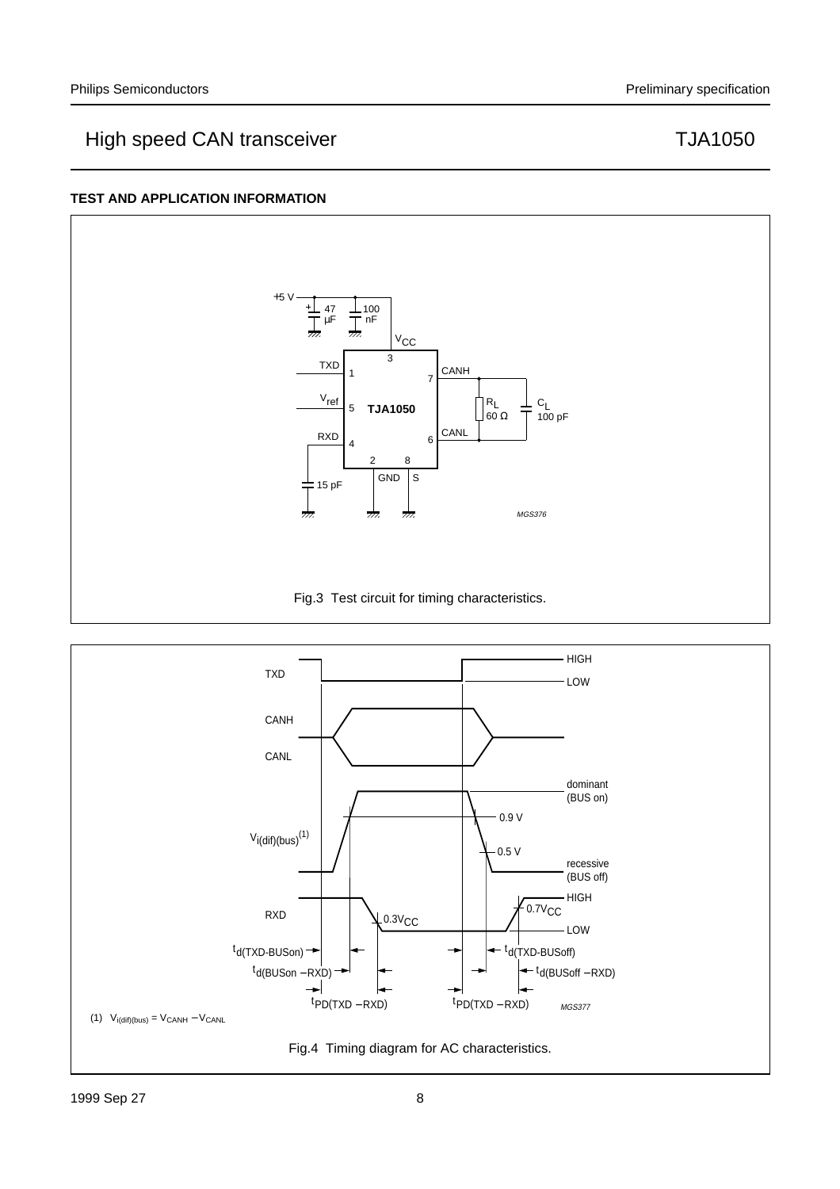## TEST AND APPLICATION INFORMATION

Fig.3 Test circuit for timing characteristics.

(1) $V_{i(dif)(bus)} = V_{CANH} - V_{CANL}$

Fig.4 Timing diagram for AC characteristics.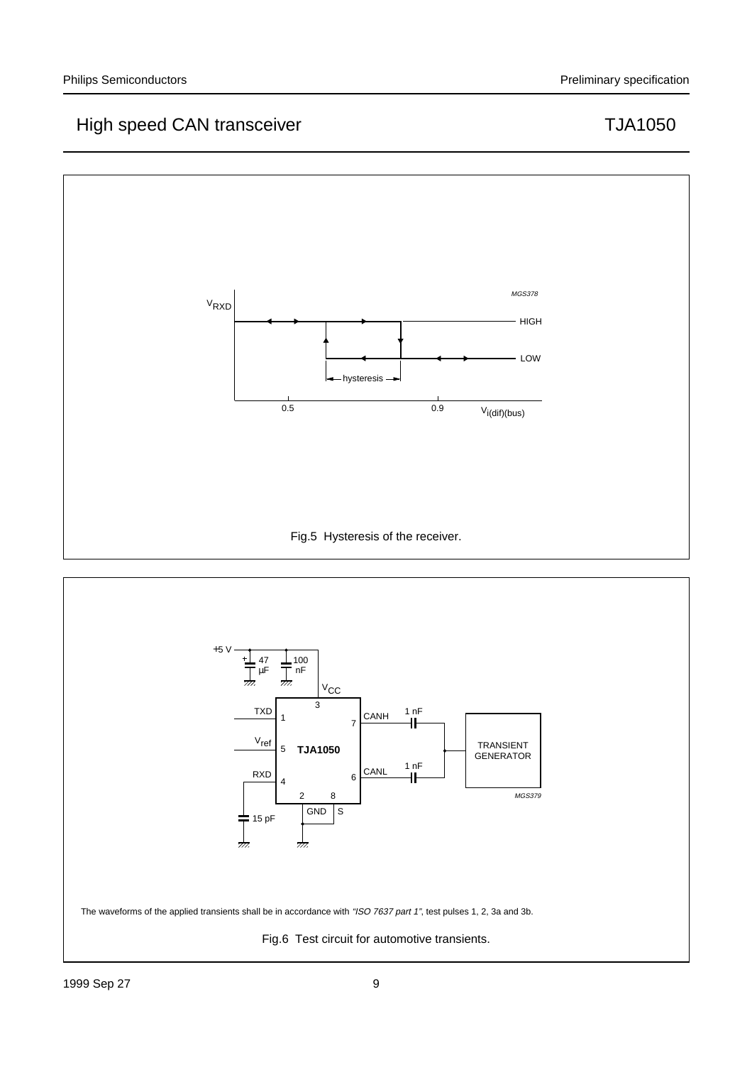Fig.5 Hysteresis of the receiver.

The waveforms of the applied transients shall be in accordance with *"ISO 7637 part 1"*, test pulses 1, 2, 3a and 3b.

Fig.6 Test circuit for automotive transients.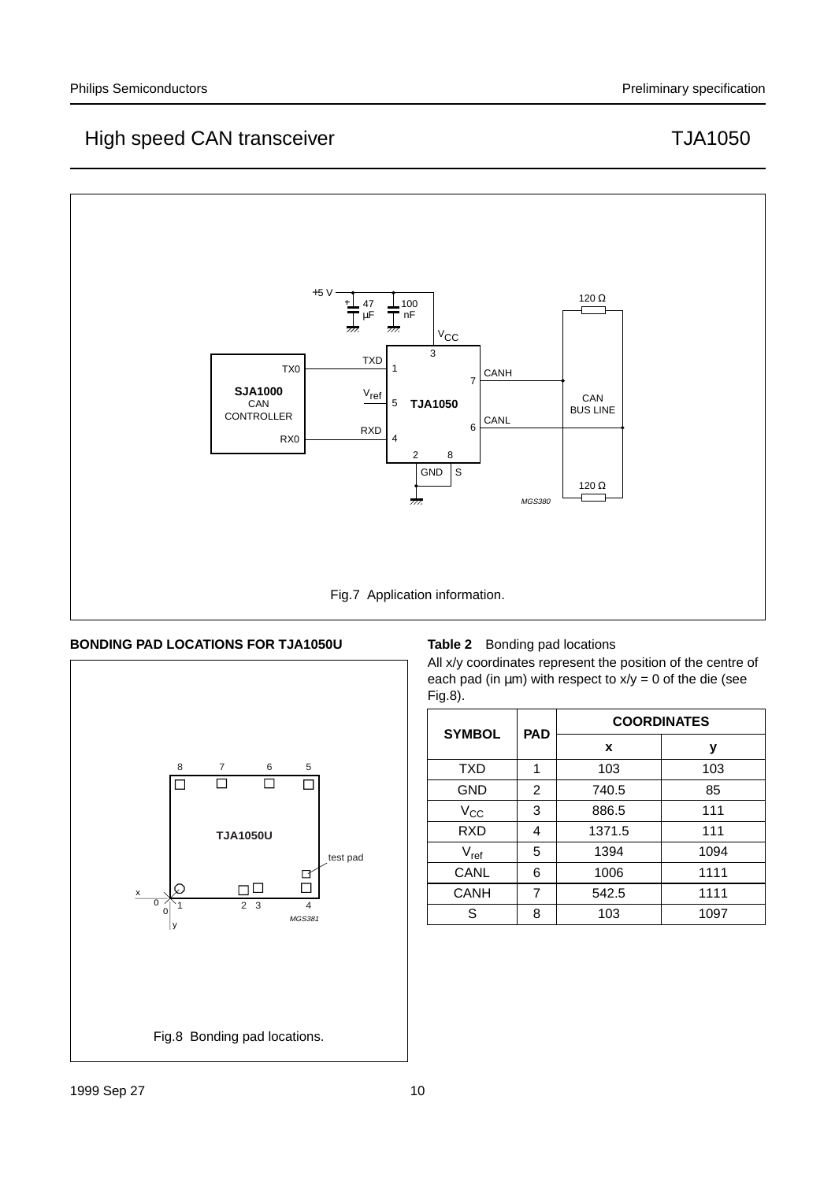Fig.7 Application information.

## BONDING PAD LOCATIONS FOR TJA1050U

Fig.8 Bonding pad locations.

**Table 2** Bonding pad locations

All x/y coordinates represent the position of the centre of each pad (in μm) with respect to x/y = 0 of the die (see Fig.8).

| SYMBOL | PAD | COORDINATES | |
|---|---|---|---|
| | | **x** | **y** |
| TXD | 1 | 103 | 103 |
| GND | 2 | 740.5 | 85 |
| $V_{CC}$ | 3 | 886.5 | 111 |
| RXD | 4 | 1371.5 | 111 |
| $V_{ref}$ | 5 | 1394 | 1094 |
| CANL | 6 | 1006 | 1111 |
| CANH | 7 | 542.5 | 1111 |
| S | 8 | 103 | 1097 |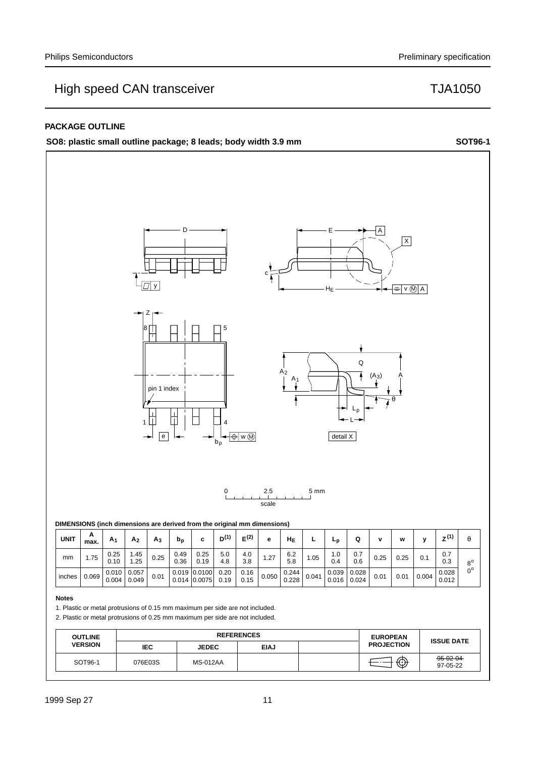## PACKAGE OUTLINE

**SO8: plastic small outline package; 8 leads; body width 3.9 mm** **SOT96-1**

**DIMENSIONS (inch dimensions are derived from the original mm dimensions)**

| UNIT | A max. | $A_1$ | $A_2$ | $A_3$ | $b_p$ | c | $D^{(1)}$ | $E^{(2)}$ | e | $H_E$ | L | $L_p$ | Q | v | w | y | $Z^{(1)}$ | θ |
|---|---|---|---|---|---|---|---|---|---|---|---|---|---|---|---|---|---|---|
| mm | 1.75 | 0.25<br>0.10 | 1.45<br>1.25 | 0.25 | 0.49<br>0.36 | 0.25<br>0.19 | 5.0<br>4.8 | 4.0<br>3.8 | 1.27 | 6.2<br>5.8 | 1.05 | 1.0<br>0.4 | 0.7<br>0.6 | 0.25 | 0.25 | 0.1 | 0.7<br>0.3 | 8°<br>0° |
| inches | 0.069 | 0.010<br>0.004 | 0.057<br>0.049 | 0.01 | 0.019<br>0.014 | 0.0100<br>0.0075 | 0.20<br>0.19 | 0.16<br>0.15 | 0.050 | 0.244<br>0.228 | 0.041 | 0.039<br>0.016 | 0.028<br>0.024 | 0.01 | 0.01 | 0.004 | 0.028<br>0.012 | |

**Notes**

1. Plastic or metal protrusions of 0.15 mm maximum per side are not included.
2. Plastic or metal protrusions of 0.25 mm maximum per side are not included.

| OUTLINE VERSION | REFERENCES | | | | EUROPEAN PROJECTION | ISSUE DATE |
|---|---|---|---|---|---|---|
| | IEC | JEDEC | EIAJ | | | |
| SOT96-1 | 076E03S | MS-012AA | | | | ~~95-02-04~~<br>97-05-22 |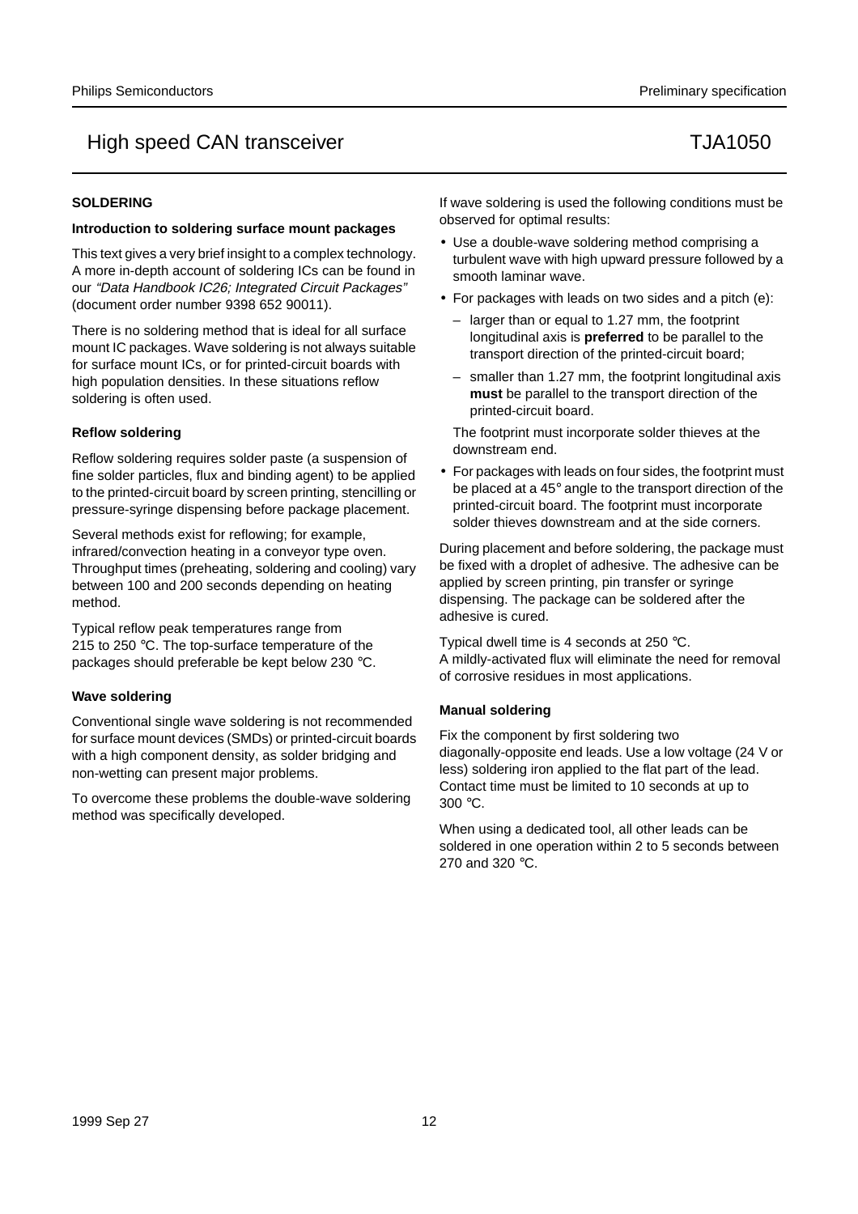## SOLDERING

### Introduction to soldering surface mount packages

This text gives a very brief insight to a complex technology. A more in-depth account of soldering ICs can be found in our *"Data Handbook IC26; Integrated Circuit Packages"* (document order number 9398 652 90011).

There is no soldering method that is ideal for all surface mount IC packages. Wave soldering is not always suitable for surface mount ICs, or for printed-circuit boards with high population densities. In these situations reflow soldering is often used.

### Reflow soldering

Reflow soldering requires solder paste (a suspension of fine solder particles, flux and binding agent) to be applied to the printed-circuit board by screen printing, stencilling or pressure-syringe dispensing before package placement.

Several methods exist for reflowing; for example, infrared/convection heating in a conveyor type oven. Throughput times (preheating, soldering and cooling) vary between 100 and 200 seconds depending on heating method.

Typical reflow peak temperatures range from 215 to 250 °C. The top-surface temperature of the packages should preferable be kept below 230 °C.

### Wave soldering

Conventional single wave soldering is not recommended for surface mount devices (SMDs) or printed-circuit boards with a high component density, as solder bridging and non-wetting can present major problems.

To overcome these problems the double-wave soldering method was specifically developed.

If wave soldering is used the following conditions must be observed for optimal results:

- Use a double-wave soldering method comprising a turbulent wave with high upward pressure followed by a smooth laminar wave.
- For packages with leads on two sides and a pitch (e):
  - larger than or equal to 1.27 mm, the footprint longitudinal axis is **preferred** to be parallel to the transport direction of the printed-circuit board;
  - smaller than 1.27 mm, the footprint longitudinal axis **must** be parallel to the transport direction of the printed-circuit board.

  The footprint must incorporate solder thieves at the downstream end.
- For packages with leads on four sides, the footprint must be placed at a 45° angle to the transport direction of the printed-circuit board. The footprint must incorporate solder thieves downstream and at the side corners.

During placement and before soldering, the package must be fixed with a droplet of adhesive. The adhesive can be applied by screen printing, pin transfer or syringe dispensing. The package can be soldered after the adhesive is cured.

Typical dwell time is 4 seconds at 250 °C.
A mildly-activated flux will eliminate the need for removal of corrosive residues in most applications.

### Manual soldering

Fix the component by first soldering two diagonally-opposite end leads. Use a low voltage (24 V or less) soldering iron applied to the flat part of the lead. Contact time must be limited to 10 seconds at up to 300 °C.

When using a dedicated tool, all other leads can be soldered in one operation within 2 to 5 seconds between 270 and 320 °C.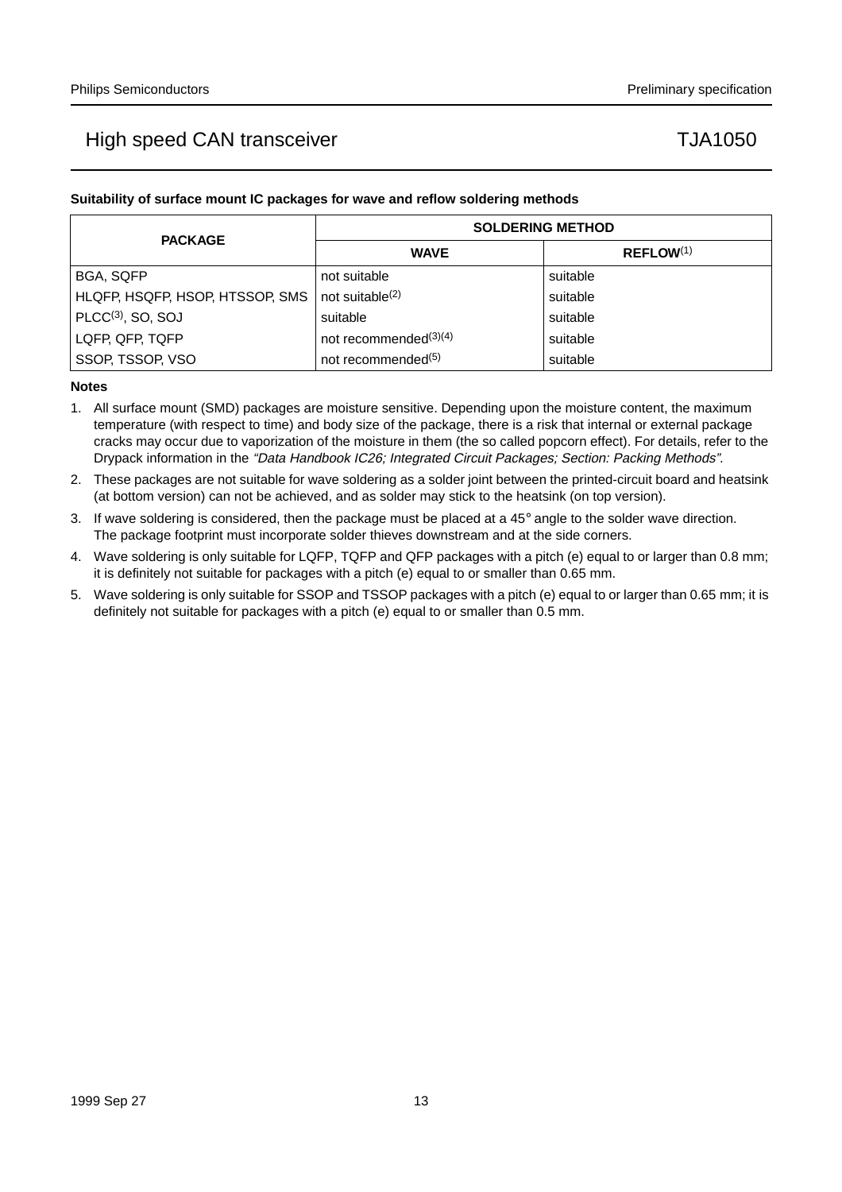**Suitability of surface mount IC packages for wave and reflow soldering methods**

| PACKAGE | SOLDERING METHOD | |
|---|---|---|
| | **WAVE** | **REFLOW**(1) |
| BGA, SQFP | not suitable | suitable |
| HLQFP, HSQFP, HSOP, HTSSOP, SMS | not suitable(2) | suitable |
| PLCC(3), SO, SOJ | suitable | suitable |
| LQFP, QFP, TQFP | not recommended(3)(4) | suitable |
| SSOP, TSSOP, VSO | not recommended(5) | suitable |

**Notes**

1. All surface mount (SMD) packages are moisture sensitive. Depending upon the moisture content, the maximum temperature (with respect to time) and body size of the package, there is a risk that internal or external package cracks may occur due to vaporization of the moisture in them (the so called popcorn effect). For details, refer to the Drypack information in the *"Data Handbook IC26; Integrated Circuit Packages; Section: Packing Methods"*.
2. These packages are not suitable for wave soldering as a solder joint between the printed-circuit board and heatsink (at bottom version) can not be achieved, and as solder may stick to the heatsink (on top version).
3. If wave soldering is considered, then the package must be placed at a 45° angle to the solder wave direction. The package footprint must incorporate solder thieves downstream and at the side corners.
4. Wave soldering is only suitable for LQFP, TQFP and QFP packages with a pitch (e) equal to or larger than 0.8 mm; it is definitely not suitable for packages with a pitch (e) equal to or smaller than 0.65 mm.
5. Wave soldering is only suitable for SSOP and TSSOP packages with a pitch (e) equal to or larger than 0.65 mm; it is definitely not suitable for packages with a pitch (e) equal to or smaller than 0.5 mm.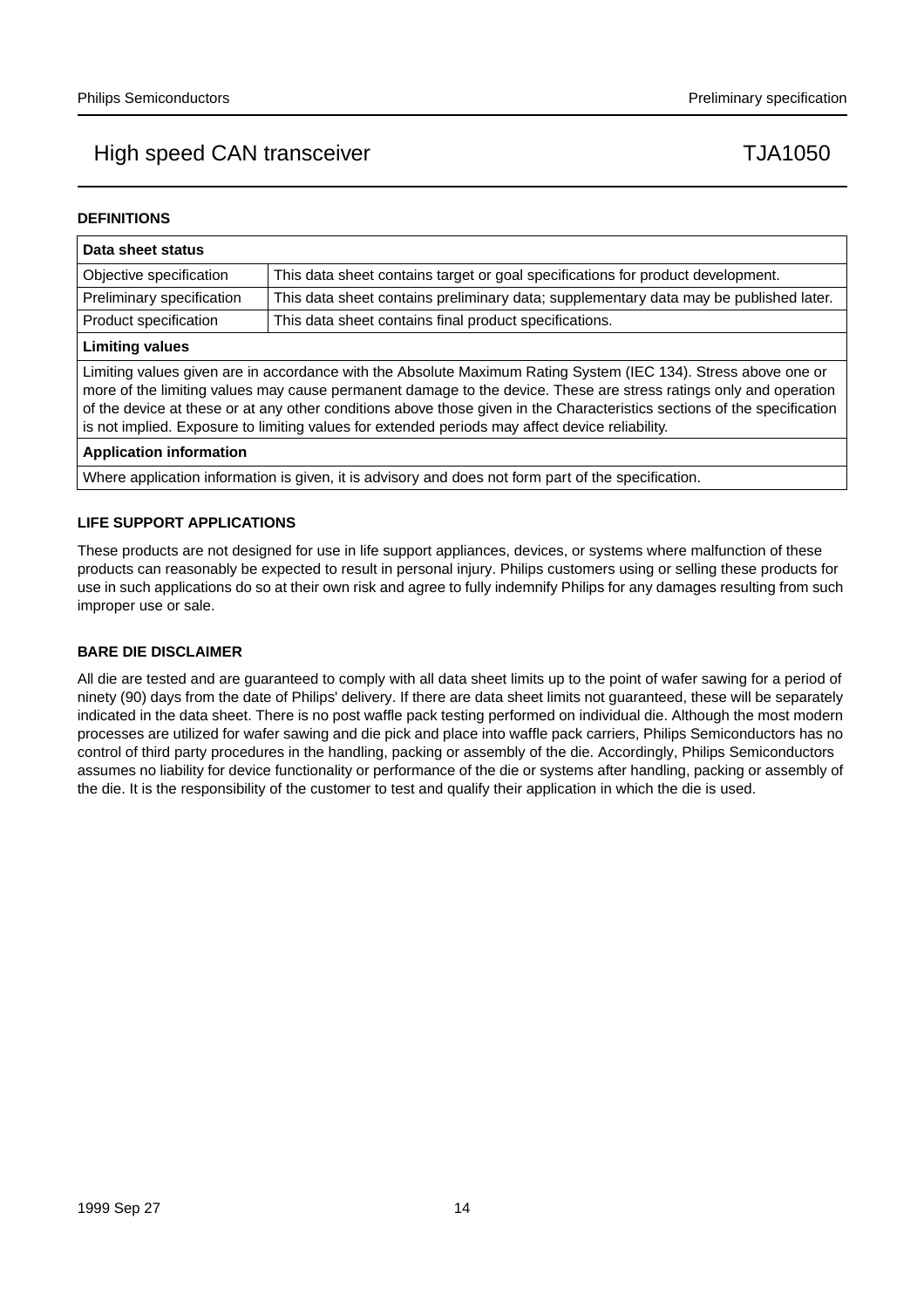## DEFINITIONS

| Data sheet status | |
|---|---|
| Objective specification | This data sheet contains target or goal specifications for product development. |
| Preliminary specification | This data sheet contains preliminary data; supplementary data may be published later. |
| Product specification | This data sheet contains final product specifications. |
| **Limiting values** | |
| Limiting values given are in accordance with the Absolute Maximum Rating System (IEC 134). Stress above one or more of the limiting values may cause permanent damage to the device. These are stress ratings only and operation of the device at these or at any other conditions above those given in the Characteristics sections of the specification is not implied. Exposure to limiting values for extended periods may affect device reliability. | |
| **Application information** | |
| Where application information is given, it is advisory and does not form part of the specification. | |

## LIFE SUPPORT APPLICATIONS

These products are not designed for use in life support appliances, devices, or systems where malfunction of these products can reasonably be expected to result in personal injury. Philips customers using or selling these products for use in such applications do so at their own risk and agree to fully indemnify Philips for any damages resulting from such improper use or sale.

## BARE DIE DISCLAIMER

All die are tested and are guaranteed to comply with all data sheet limits up to the point of wafer sawing for a period of ninety (90) days from the date of Philips' delivery. If there are data sheet limits not guaranteed, these will be separately indicated in the data sheet. There is no post waffle pack testing performed on individual die. Although the most modern processes are utilized for wafer sawing and die pick and place into waffle pack carriers, Philips Semiconductors has no control of third party procedures in the handling, packing or assembly of the die. Accordingly, Philips Semiconductors assumes no liability for device functionality or performance of the die or systems after handling, packing or assembly of the die. It is the responsibility of the customer to test and qualify their application in which the die is used.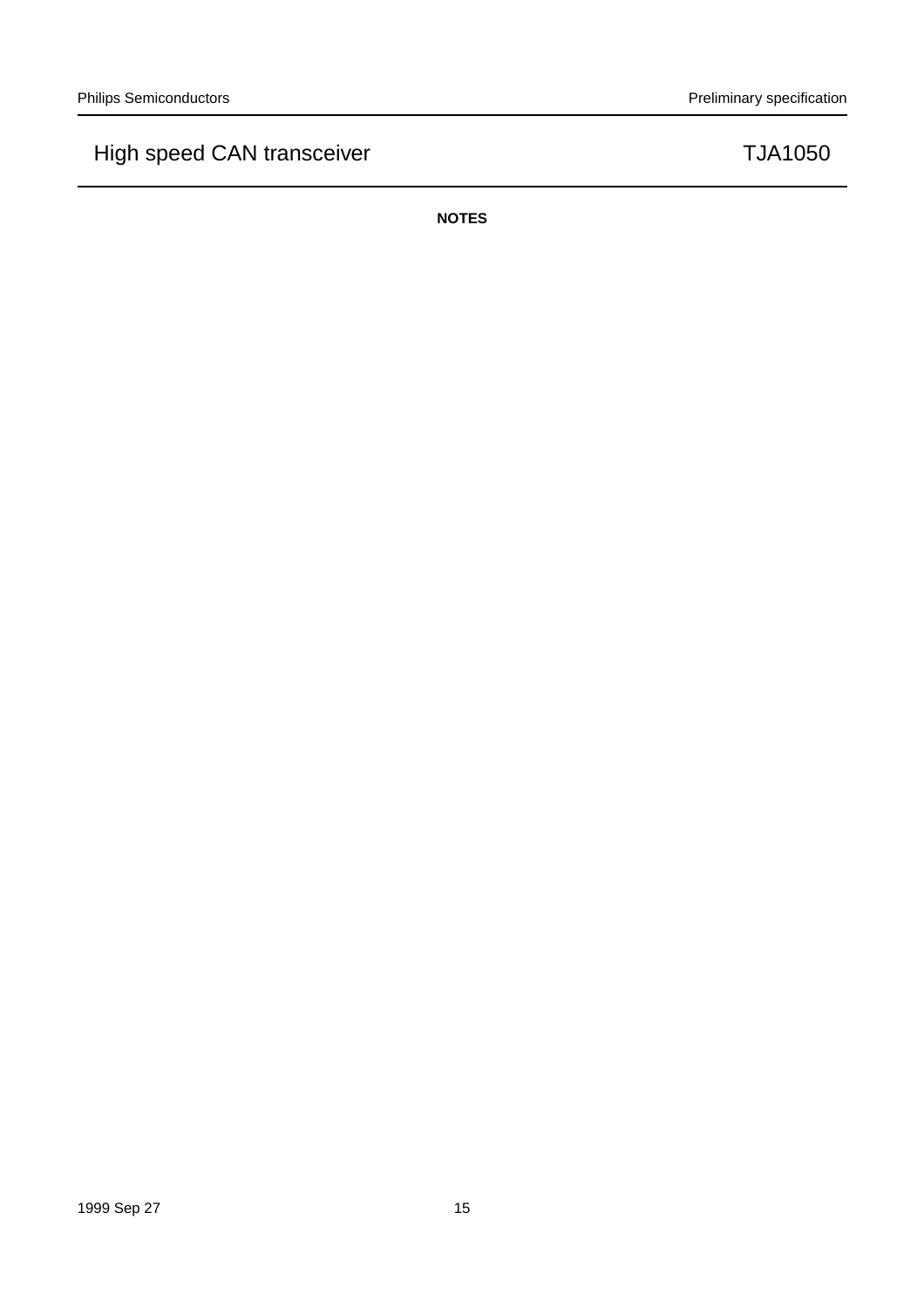**NOTES**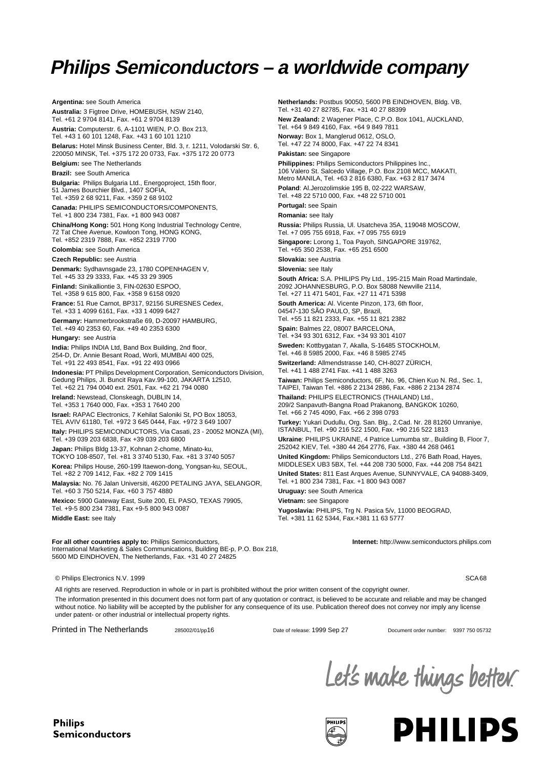# Philips Semiconductors – a worldwide company

**Argentina:** see South America

**Australia:** 3 Figtree Drive, HOMEBUSH, NSW 2140, Tel. +61 2 9704 8141, Fax. +61 2 9704 8139

**Austria:** Computerstr. 6, A-1101 WIEN, P.O. Box 213, Tel. +43 1 60 101 1248, Fax. +43 1 60 101 1210

**Belarus:** Hotel Minsk Business Center, Bld. 3, r. 1211, Volodarski Str. 6, 220050 MINSK, Tel. +375 172 20 0733, Fax. +375 172 20 0773

**Belgium:** see The Netherlands

**Brazil:** see South America

**Bulgaria:** Philips Bulgaria Ltd., Energoproject, 15th floor, 51 James Bourchier Blvd., 1407 SOFIA, Tel. +359 2 68 9211, Fax. +359 2 68 9102

**Canada:** PHILIPS SEMICONDUCTORS/COMPONENTS, Tel. +1 800 234 7381, Fax. +1 800 943 0087

**China/Hong Kong:** 501 Hong Kong Industrial Technology Centre, 72 Tat Chee Avenue, Kowloon Tong, HONG KONG, Tel. +852 2319 7888, Fax. +852 2319 7700

**Colombia:** see South America

**Czech Republic:** see Austria

**Denmark:** Sydhavnsgade 23, 1780 COPENHAGEN V, Tel. +45 33 29 3333, Fax. +45 33 29 3905

**Finland:** Sinikalliontie 3, FIN-02630 ESPOO, Tel. +358 9 615 800, Fax. +358 9 6158 0920

**France:** 51 Rue Carnot, BP317, 92156 SURESNES Cedex, Tel. +33 1 4099 6161, Fax. +33 1 4099 6427

**Germany:** Hammerbrookstraße 69, D-20097 HAMBURG, Tel. +49 40 2353 60, Fax. +49 40 2353 6300

**Hungary:** see Austria

**India:** Philips INDIA Ltd, Band Box Building, 2nd floor, 254-D, Dr. Annie Besant Road, Worli, MUMBAI 400 025, Tel. +91 22 493 8541, Fax. +91 22 493 0966

**Indonesia:** PT Philips Development Corporation, Semiconductors Division, Gedung Philips, Jl. Buncit Raya Kav.99-100, JAKARTA 12510, Tel. +62 21 794 0040 ext. 2501, Fax. +62 21 794 0080

**Ireland:** Newstead, Clonskeagh, DUBLIN 14, Tel. +353 1 7640 000, Fax. +353 1 7640 200

**Israel:** RAPAC Electronics, 7 Kehilat Saloniki St, PO Box 18053, TEL AVIV 61180, Tel. +972 3 645 0444, Fax. +972 3 649 1007

**Italy:** PHILIPS SEMICONDUCTORS, Via Casati, 23 - 20052 MONZA (MI), Tel. +39 039 203 6838, Fax +39 039 203 6800

**Japan:** Philips Bldg 13-37, Kohnan 2-chome, Minato-ku, TOKYO 108-8507, Tel. +81 3 3740 5130, Fax. +81 3 3740 5057

**Korea:** Philips House, 260-199 Itaewon-dong, Yongsan-ku, SEOUL, Tel. +82 2 709 1412, Fax. +82 2 709 1415

**Malaysia:** No. 76 Jalan Universiti, 46200 PETALING JAYA, SELANGOR, Tel. +60 3 750 5214, Fax. +60 3 757 4880

**Mexico:** 5900 Gateway East, Suite 200, EL PASO, TEXAS 79905, Tel. +9-5 800 234 7381, Fax +9-5 800 943 0087

**Middle East:** see Italy

**Netherlands:** Postbus 90050, 5600 PB EINDHOVEN, Bldg. VB, Tel. +31 40 27 82785, Fax. +31 40 27 88399

**New Zealand:** 2 Wagener Place, C.P.O. Box 1041, AUCKLAND, Tel. +64 9 849 4160, Fax. +64 9 849 7811

**Norway:** Box 1, Manglerud 0612, OSLO, Tel. +47 22 74 8000, Fax. +47 22 74 8341

**Pakistan:** see Singapore

**Philippines:** Philips Semiconductors Philippines Inc., 106 Valero St. Salcedo Village, P.O. Box 2108 MCC, MAKATI, Metro MANILA, Tel. +63 2 816 6380, Fax. +63 2 817 3474

**Poland**: Al.Jerozolimskie 195 B, 02-222 WARSAW, Tel. +48 22 5710 000, Fax. +48 22 5710 001

**Portugal:** see Spain

**Romania:** see Italy

**Russia:** Philips Russia, Ul. Usatcheva 35A, 119048 MOSCOW, Tel. +7 095 755 6918, Fax. +7 095 755 6919

**Singapore:** Lorong 1, Toa Payoh, SINGAPORE 319762, Tel. +65 350 2538, Fax. +65 251 6500

**Slovakia:** see Austria

**Slovenia:** see Italy

**South Africa:** S.A. PHILIPS Pty Ltd., 195-215 Main Road Martindale, 2092 JOHANNESBURG, P.O. Box 58088 Newville 2114, Tel. +27 11 471 5401, Fax. +27 11 471 5398

**South America:** Al. Vicente Pinzon, 173, 6th floor, 04547-130 SÃO PAULO, SP, Brazil, Tel. +55 11 821 2333, Fax. +55 11 821 2382

**Spain:** Balmes 22, 08007 BARCELONA, Tel. +34 93 301 6312, Fax. +34 93 301 4107

**Sweden:** Kottbygatan 7, Akalla, S-16485 STOCKHOLM, Tel. +46 8 5985 2000, Fax. +46 8 5985 2745

**Switzerland:** Allmendstrasse 140, CH-8027 ZÜRICH, Tel. +41 1 488 2741 Fax. +41 1 488 3263

**Taiwan:** Philips Semiconductors, 6F, No. 96, Chien Kuo N. Rd., Sec. 1, TAIPEI, Taiwan Tel. +886 2 2134 2886, Fax. +886 2 2134 2874

**Thailand:** PHILIPS ELECTRONICS (THAILAND) Ltd., 209/2 Sanpavuth-Bangna Road Prakanong, BANGKOK 10260, Tel. +66 2 745 4090, Fax. +66 2 398 0793

**Turkey:** Yukari Dudullu, Org. San. Blg., 2.Cad. Nr. 28 81260 Umraniye, ISTANBUL, Tel. +90 216 522 1500, Fax. +90 216 522 1813

**Ukraine**: PHILIPS UKRAINE, 4 Patrice Lumumba str., Building B, Floor 7, 252042 KIEV, Tel. +380 44 264 2776, Fax. +380 44 268 0461

**United Kingdom:** Philips Semiconductors Ltd., 276 Bath Road, Hayes, MIDDLESEX UB3 5BX, Tel. +44 208 730 5000, Fax. +44 208 754 8421

**United States:** 811 East Arques Avenue, SUNNYVALE, CA 94088-3409, Tel. +1 800 234 7381, Fax. +1 800 943 0087

**Uruguay:** see South America

**Vietnam:** see Singapore

**Yugoslavia:** PHILIPS, Trg N. Pasica 5/v, 11000 BEOGRAD, Tel. +381 11 62 5344, Fax.+381 11 63 5777

**For all other countries apply to:** Philips Semiconductors, International Marketing & Sales Communications, Building BE-p, P.O. Box 218, 5600 MD EINDHOVEN, The Netherlands, Fax. +31 40 27 24825

**Internet:** http://www.semiconductors.philips.com

© Philips Electronics N.V. 1999

SCA68

All rights are reserved. Reproduction in whole or in part is prohibited without the prior written consent of the copyright owner.

The information presented in this document does not form part of any quotation or contract, is believed to be accurate and reliable and may be changed without notice. No liability will be accepted by the publisher for any consequence of its use. Publication thereof does not convey nor imply any license under patent- or other industrial or intellectual property rights.

Printed in The Netherlands 285002/01/pp16 Date of release: 1999 Sep 27 Document order number: 9397 750 05732

Let's make things better.

Philips Semiconductors

PHILIPS